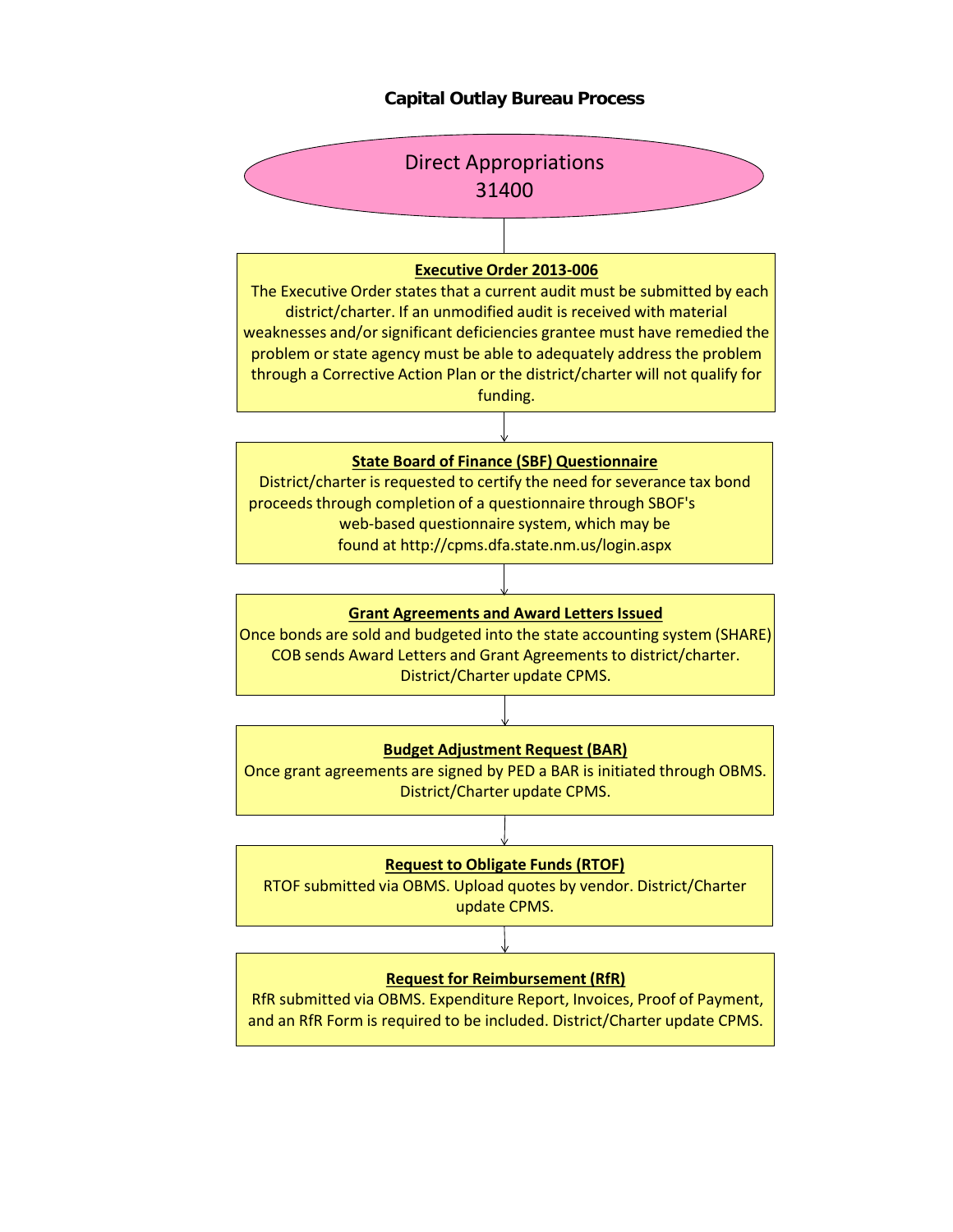# Capital Outlay Bureau Process

## Direct Appropriations 31400

↓

**<u>Executive Order 2013-006</u>**

The Executive Order states that a current audit must be submitted by each district/charter. If an unmodified audit is received with material weaknesses and/or significant deficiencies grantee must have remedied the problem or state agency must be able to adequately address the problem through a Corrective Action Plan or the district/charter will not qualify for funding.

↓

**<u>State Board of Finance (SBF) Questionnaire</u>**

District/charter is requested to certify the need for severance tax bond proceeds through completion of a questionnaire through SBOF's web-based questionnaire system, which may be found at http://cpms.dfa.state.nm.us/login.aspx

↓

**<u>Grant Agreements and Award Letters Issued</u>**

Once bonds are sold and budgeted into the state accounting system (SHARE) COB sends Award Letters and Grant Agreements to district/charter. District/Charter update CPMS.

↓

**<u>Budget Adjustment Request (BAR)</u>**

Once grant agreements are signed by PED a BAR is initiated through OBMS. District/Charter update CPMS.

↓

**<u>Request to Obligate Funds (RTOF)</u>**

RTOF submitted via OBMS. Upload quotes by vendor. District/Charter update CPMS.

↓

**<u>Request for Reimbursement (RfR)</u>**

RfR submitted via OBMS. Expenditure Report, Invoices, Proof of Payment, and an RfR Form is required to be included. District/Charter update CPMS.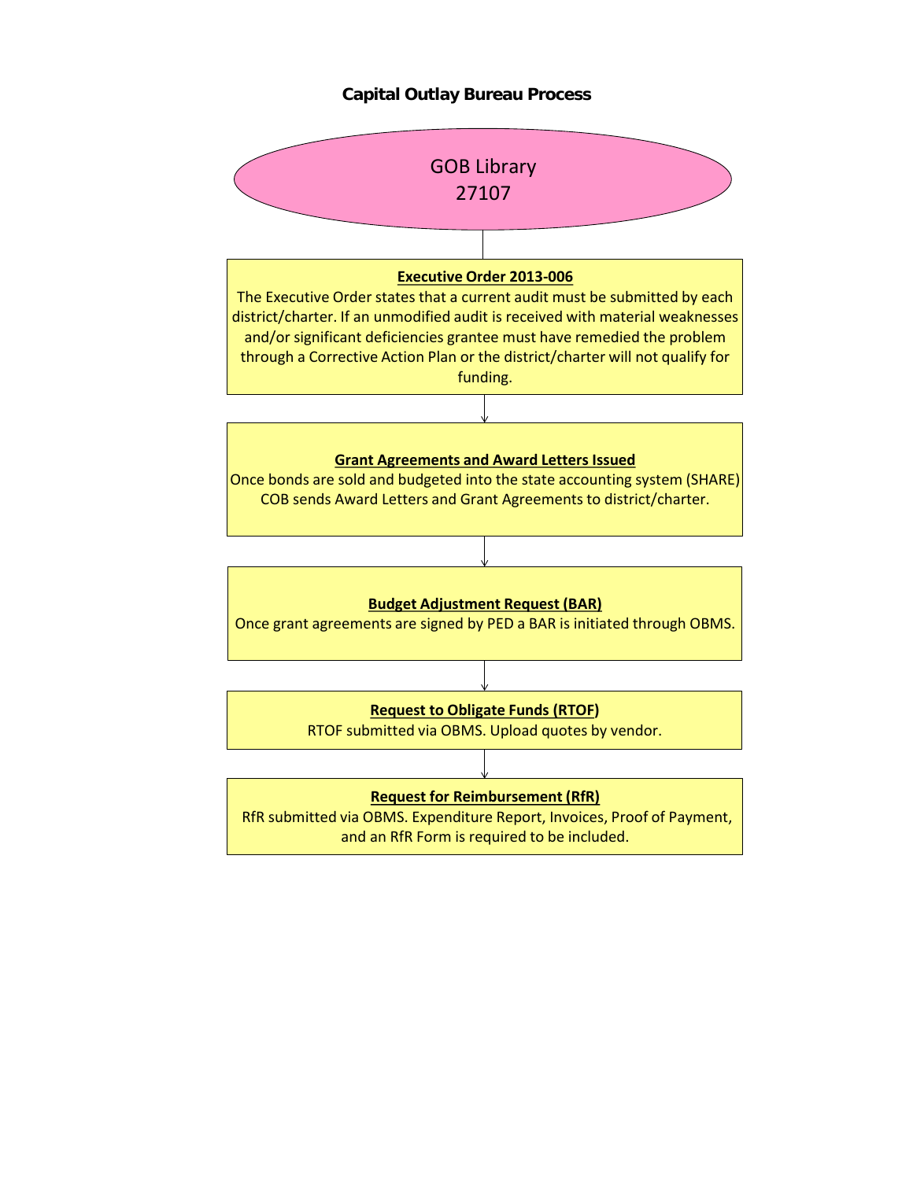# Capital Outlay Bureau Process

**GOB Library**
**27107**

**Executive Order 2013-006**

The Executive Order states that a current audit must be submitted by each district/charter. If an unmodified audit is received with material weaknesses and/or significant deficiencies grantee must have remedied the problem through a Corrective Action Plan or the district/charter will not qualify for funding.

**Grant Agreements and Award Letters Issued**

Once bonds are sold and budgeted into the state accounting system (SHARE) COB sends Award Letters and Grant Agreements to district/charter.

**Budget Adjustment Request (BAR)**

Once grant agreements are signed by PED a BAR is initiated through OBMS.

**Request to Obligate Funds (RTOF)**

RTOF submitted via OBMS. Upload quotes by vendor.

**Request for Reimbursement (RfR)**

RfR submitted via OBMS. Expenditure Report, Invoices, Proof of Payment, and an RfR Form is required to be included.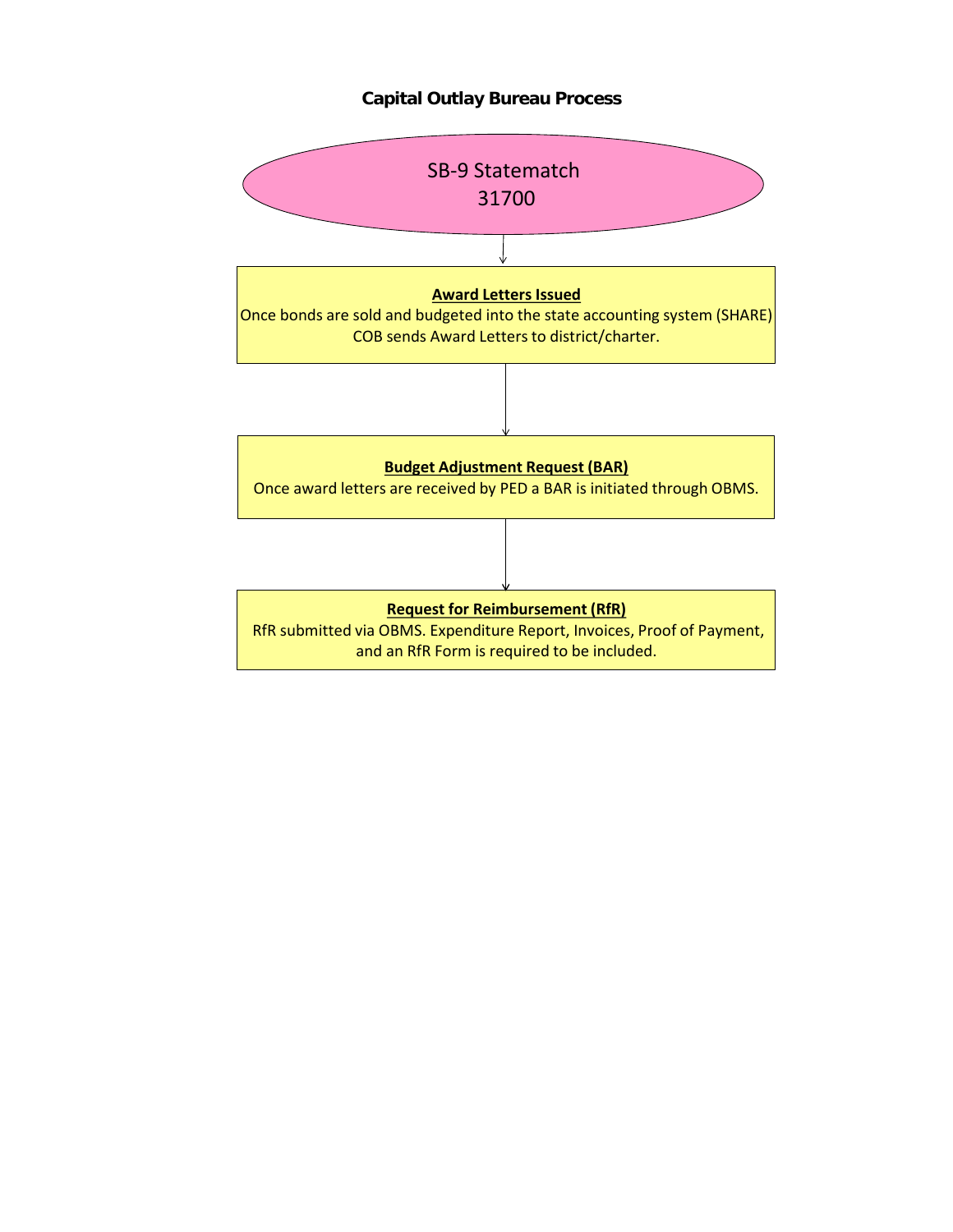## Capital Outlay Bureau Process

SB-9 Statematch
31700

**Award Letters Issued**
Once bonds are sold and budgeted into the state accounting system (SHARE) COB sends Award Letters to district/charter.

**Budget Adjustment Request (BAR)**
Once award letters are received by PED a BAR is initiated through OBMS.

**Request for Reimbursement (RfR)**
RfR submitted via OBMS. Expenditure Report, Invoices, Proof of Payment, and an RfR Form is required to be included.